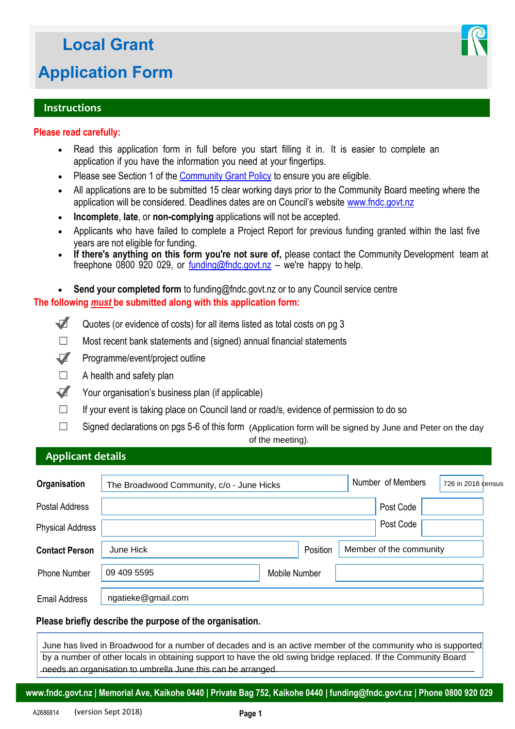# Local Grant Application Form

## Instructions

**Please read carefully:**

- Read this application form in full before you start filling it in. It is easier to complete an application if you have the information you need at your fingertips.
- Please see Section 1 of the Community Grant Policy to ensure you are eligible.
- All applications are to be submitted 15 clear working days prior to the Community Board meeting where the application will be considered. Deadlines dates are on Council's website www.fndc.govt.nz
- **Incomplete**, **late**, or **non-complying** applications will not be accepted.
- Applicants who have failed to complete a Project Report for previous funding granted within the last five years are not eligible for funding.
- **If there's anything on this form you're not sure of,** please contact the Community Development team at freephone 0800 920 029, or funding@fndc.govt.nz – we're happy to help.
- **Send your completed form** to funding@fndc.govt.nz or to any Council service centre

**The following *must* be submitted along with this application form:**

- [x] Quotes (or evidence of costs) for all items listed as total costs on pg 3
- [ ] Most recent bank statements and (signed) annual financial statements
- [x] Programme/event/project outline
- [ ] A health and safety plan
- [x] Your organisation's business plan (if applicable)
- [ ] If your event is taking place on Council land or road/s, evidence of permission to do so
- [ ] Signed declarations on pgs 5-6 of this form (Application form will be signed by June and Peter on the day of the meeting).

## Applicant details

| | | | |
|---|---|---|---|
| **Organisation** | The Broadwood Community, c/o - June Hicks | Number of Members | 726 in 2018 census |
| Postal Address | | Post Code | |
| Physical Address | | Post Code | |
| **Contact Person** | June Hick | Position | Member of the community |
| Phone Number | 09 409 5595 | Mobile Number | |
| Email Address | ngatieke@gmail.com | | |

**Please briefly describe the purpose of the organisation.**

June has lived in Broadwood for a number of decades and is an active member of the community who is supported by a number of other locals in obtaining support to have the old swing bridge replaced. If the Community Board needs an organisation to umbrella June this can be arranged.

A2686814 (version Sept 2018)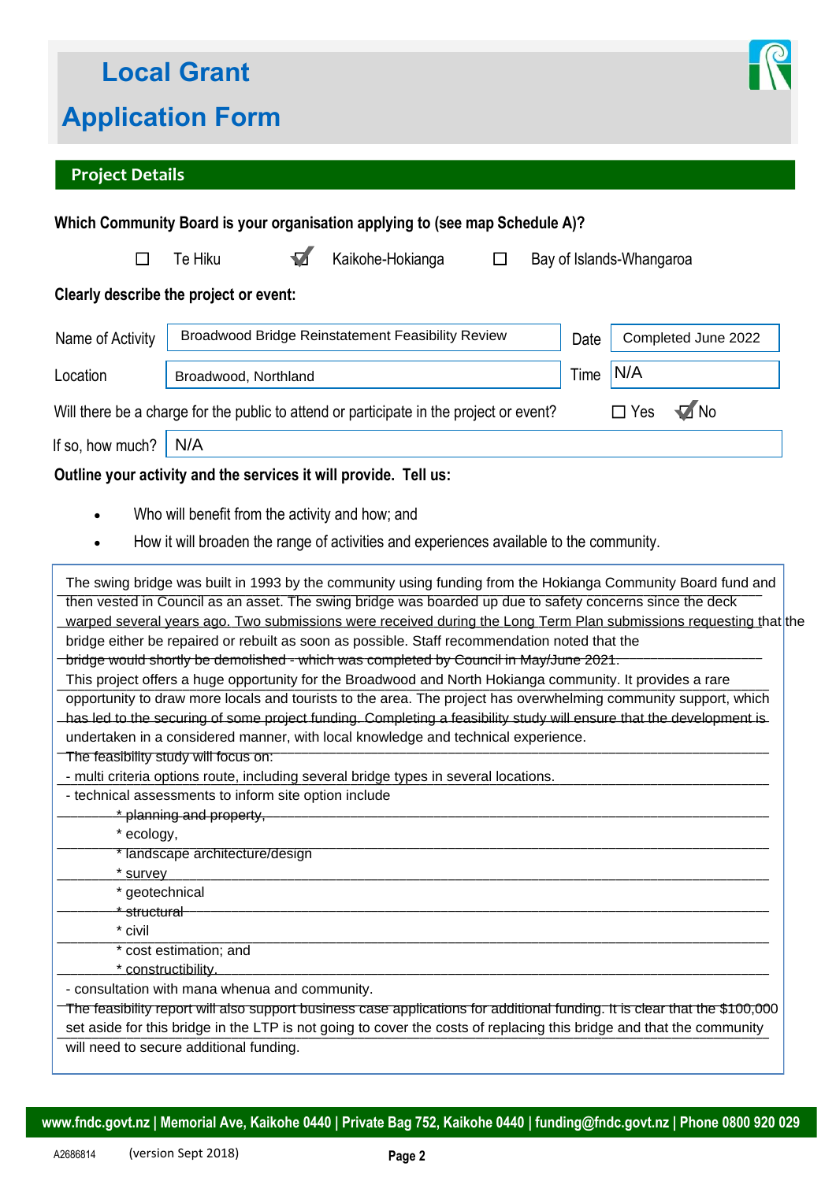# Local Grant Application Form

## Project Details

**Which Community Board is your organisation applying to (see map Schedule A)?**

☐ Te Hiku ☑ Kaikohe-Hokianga ☐ Bay of Islands-Whangaroa

**Clearly describe the project or event:**

| | | | |
|---|---|---|---|
| Name of Activity | Broadwood Bridge Reinstatement Feasibility Review | Date | Completed June 2022 |
| Location | Broadwood, Northland | Time | N/A |

Will there be a charge for the public to attend or participate in the project or event? ☐ Yes ☑ No

If so, how much? N/A

**Outline your activity and the services it will provide. Tell us:**

- Who will benefit from the activity and how; and
- How it will broaden the range of activities and experiences available to the community.

The swing bridge was built in 1993 by the community using funding from the Hokianga Community Board fund and then vested in Council as an asset. The swing bridge was boarded up due to safety concerns since the deck warped several years ago. Two submissions were received during the Long Term Plan submissions requesting that the bridge either be repaired or rebuilt as soon as possible. Staff recommendation noted that the bridge would shortly be demolished - which was completed by Council in May/June 2021.

This project offers a huge opportunity for the Broadwood and North Hokianga community. It provides a rare opportunity to draw more locals and tourists to the area. The project has overwhelming community support, which has led to the securing of some project funding. Completing a feasibility study will ensure that the development is undertaken in a considered manner, with local knowledge and technical experience.

The feasibility study will focus on:

- multi criteria options route, including several bridge types in several locations.
- technical assessments to inform site option include
  - * planning and property,
  - * ecology,
  - * landscape architecture/design
  - * survey
  - * geotechnical
  - * structural
  - * civil
  - * cost estimation; and
  - * constructibility.
- consultation with mana whenua and community.

The feasibility report will also support business case applications for additional funding. It is clear that the $100,000 set aside for this bridge in the LTP is not going to cover the costs of replacing this bridge and that the community will need to secure additional funding.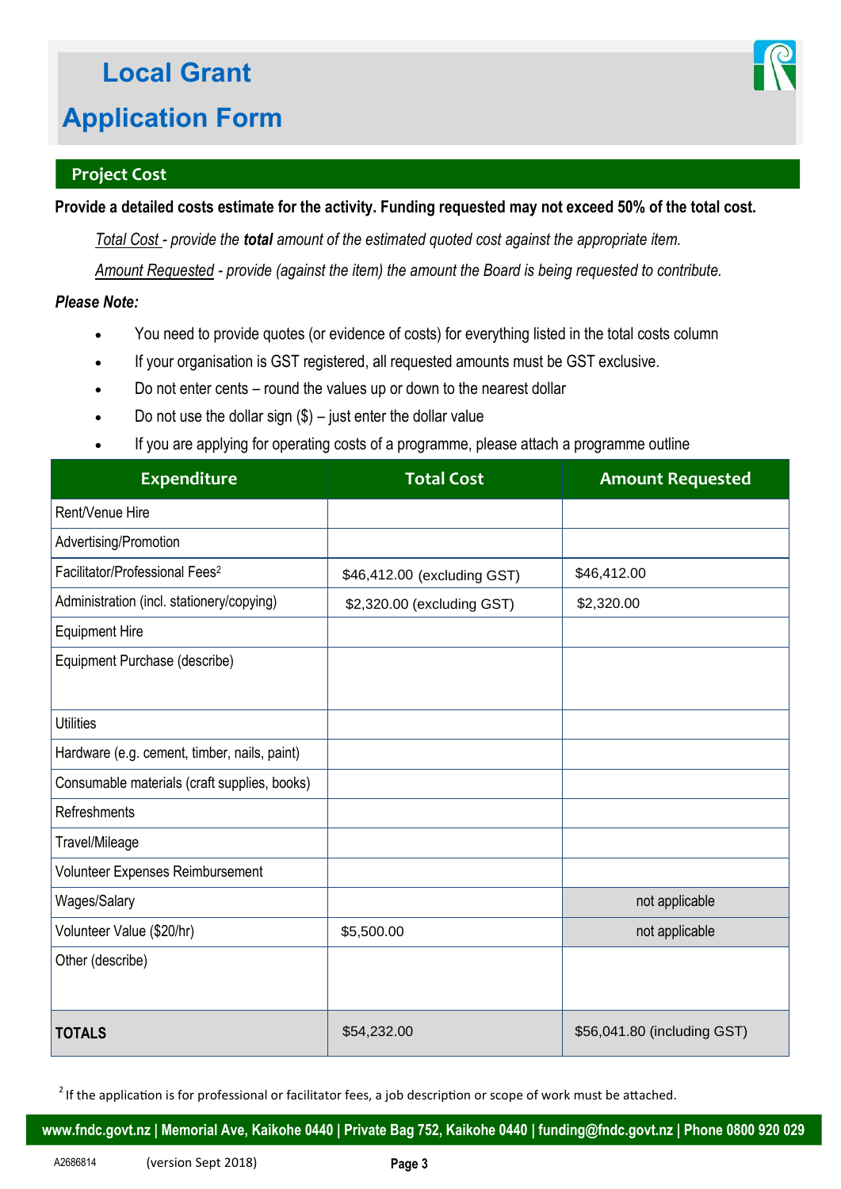# Local Grant

# Application Form

## Project Cost

**Provide a detailed costs estimate for the activity. Funding requested may not exceed 50% of the total cost.**

*Total Cost - provide the **total** amount of the estimated quoted cost against the appropriate item.*

*Amount Requested - provide (against the item) the amount the Board is being requested to contribute.*

***Please Note:***

- You need to provide quotes (or evidence of costs) for everything listed in the total costs column
- If your organisation is GST registered, all requested amounts must be GST exclusive.
- Do not enter cents – round the values up or down to the nearest dollar
- Do not use the dollar sign ($) – just enter the dollar value
- If you are applying for operating costs of a programme, please attach a programme outline

| Expenditure | Total Cost | Amount Requested |
|---|---|---|
| Rent/Venue Hire | | |
| Advertising/Promotion | | |
| Facilitator/Professional Fees[2] | $46,412.00 (excluding GST) | $46,412.00 |
| Administration (incl. stationery/copying) | $2,320.00 (excluding GST) | $2,320.00 |
| Equipment Hire | | |
| Equipment Purchase (describe) | | |
| Utilities | | |
| Hardware (e.g. cement, timber, nails, paint) | | |
| Consumable materials (craft supplies, books) | | |
| Refreshments | | |
| Travel/Mileage | | |
| Volunteer Expenses Reimbursement | | |
| Wages/Salary | | not applicable |
| Volunteer Value ($20/hr) | $5,500.00 | not applicable |
| Other (describe) | | |
| **TOTALS** | $54,232.00 | $56,041.80 (including GST) |

[2] If the application is for professional or facilitator fees, a job description or scope of work must be attached.

www.fndc.govt.nz | Memorial Ave, Kaikohe 0440 | Private Bag 752, Kaikohe 0440 | funding@fndc.govt.nz | Phone 0800 920 029

A2686814 (version Sept 2018)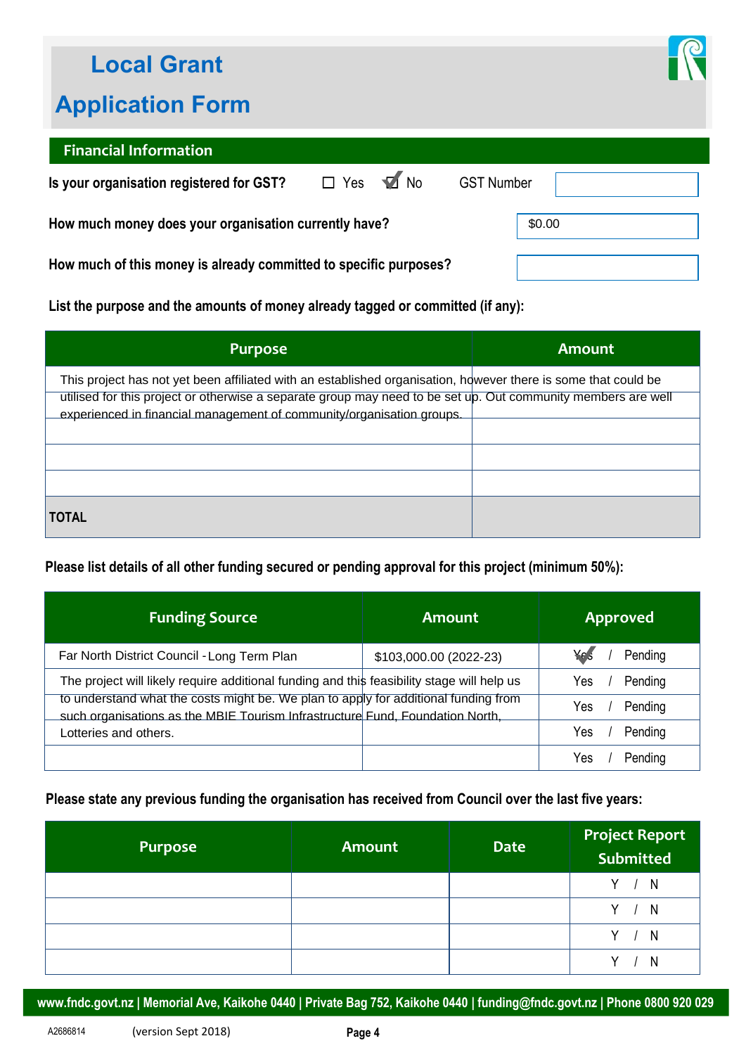# Local Grant Application Form

## Financial Information

**Is your organisation registered for GST?** ☐ Yes ☑ No GST Number

**How much money does your organisation currently have?** $0.00

**How much of this money is already committed to specific purposes?**

**List the purpose and the amounts of money already tagged or committed (if any):**

| Purpose | Amount |
|---|---|
| This project has not yet been affiliated with an established organisation, however there is some that could be utilised for this project or otherwise a separate group may need to be set up. Out community members are well experienced in financial management of community/organisation groups. | |
| | |
| | |
| | |
| **TOTAL** | |

**Please list details of all other funding secured or pending approval for this project (minimum 50%):**

| Funding Source | Amount | Approved |
|---|---|---|
| Far North District Council - Long Term Plan | $103,000.00 (2022-23) | ☑ Yes / Pending |
| The project will likely require additional funding and this feasibility stage will help us to understand what the costs might be. We plan to apply for additional funding from such organisations as the MBIE Tourism Infrastructure Fund, Foundation North, Lotteries and others. | | Yes / Pending |
| | | Yes / Pending |
| | | Yes / Pending |
| | | Yes / Pending |

**Please state any previous funding the organisation has received from Council over the last five years:**

| Purpose | Amount | Date | Project Report Submitted |
|---|---|---|---|
| | | | Y / N |
| | | | Y / N |
| | | | Y / N |
| | | | Y / N |

**www.fndc.govt.nz | Memorial Ave, Kaikohe 0440 | Private Bag 752, Kaikohe 0440 | funding@fndc.govt.nz | Phone 0800 920 029**

A2686814 (version Sept 2018)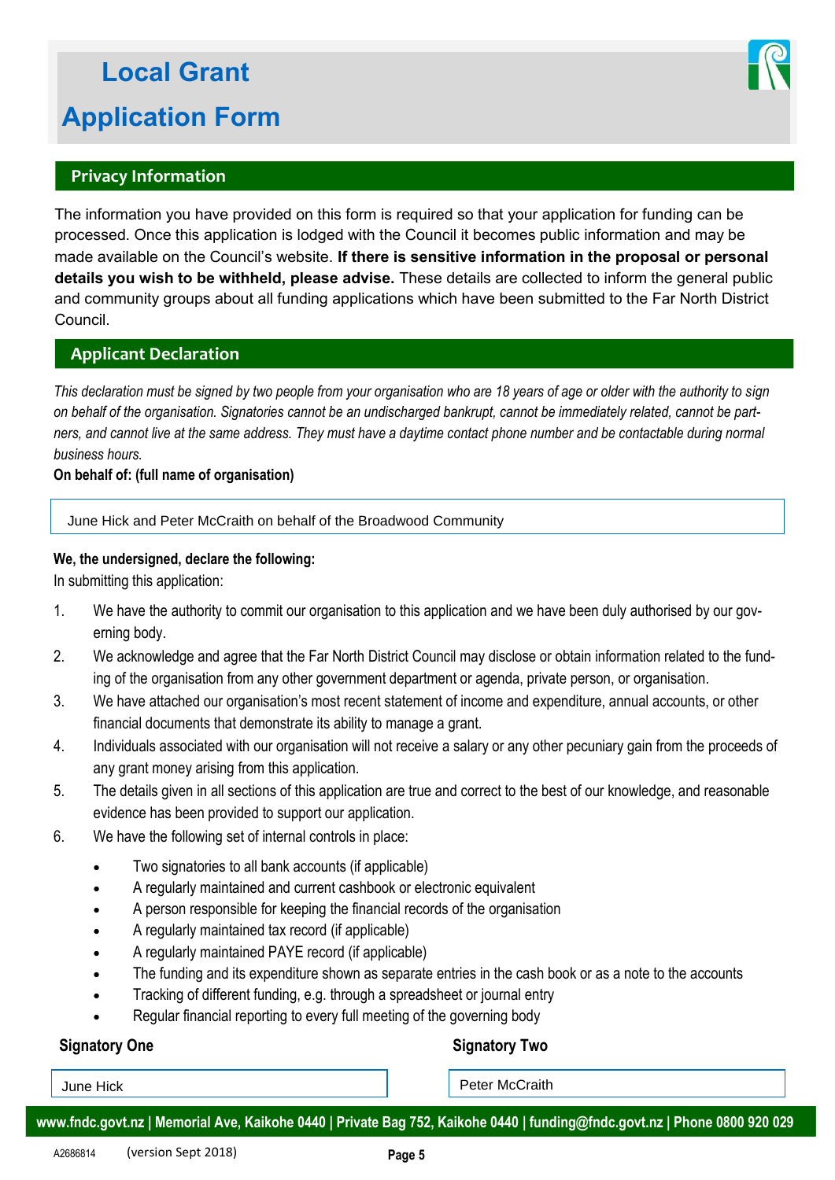# Local Grant

# Application Form

## Privacy Information

The information you have provided on this form is required so that your application for funding can be processed. Once this application is lodged with the Council it becomes public information and may be made available on the Council's website. **If there is sensitive information in the proposal or personal details you wish to be withheld, please advise.** These details are collected to inform the general public and community groups about all funding applications which have been submitted to the Far North District Council.

## Applicant Declaration

*This declaration must be signed by two people from your organisation who are 18 years of age or older with the authority to sign on behalf of the organisation. Signatories cannot be an undischarged bankrupt, cannot be immediately related, cannot be partners, and cannot live at the same address. They must have a daytime contact phone number and be contactable during normal business hours.*

**On behalf of: (full name of organisation)**

June Hick and Peter McCraith on behalf of the Broadwood Community

**We, the undersigned, declare the following:**

In submitting this application:

1. We have the authority to commit our organisation to this application and we have been duly authorised by our governing body.
2. We acknowledge and agree that the Far North District Council may disclose or obtain information related to the funding of the organisation from any other government department or agenda, private person, or organisation.
3. We have attached our organisation's most recent statement of income and expenditure, annual accounts, or other financial documents that demonstrate its ability to manage a grant.
4. Individuals associated with our organisation will not receive a salary or any other pecuniary gain from the proceeds of any grant money arising from this application.
5. The details given in all sections of this application are true and correct to the best of our knowledge, and reasonable evidence has been provided to support our application.
6. We have the following set of internal controls in place:
   - Two signatories to all bank accounts (if applicable)
   - A regularly maintained and current cashbook or electronic equivalent
   - A person responsible for keeping the financial records of the organisation
   - A regularly maintained tax record (if applicable)
   - A regularly maintained PAYE record (if applicable)
   - The funding and its expenditure shown as separate entries in the cash book or as a note to the accounts
   - Tracking of different funding, e.g. through a spreadsheet or journal entry
   - Regular financial reporting to every full meeting of the governing body

| Signatory One | Signatory Two |
|---|---|
| June Hick | Peter McCraith |

**www.fndc.govt.nz | Memorial Ave, Kaikohe 0440 | Private Bag 752, Kaikohe 0440 | funding@fndc.govt.nz | Phone 0800 920 029**

A2686814 (version Sept 2018)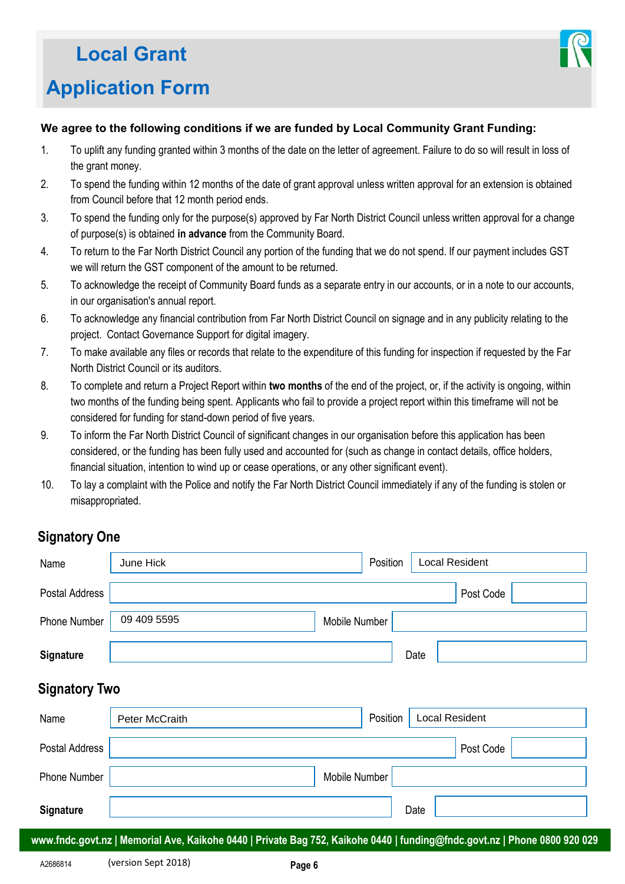# Local Grant Application Form

**We agree to the following conditions if we are funded by Local Community Grant Funding:**

1. To uplift any funding granted within 3 months of the date on the letter of agreement. Failure to do so will result in loss of the grant money.
2. To spend the funding within 12 months of the date of grant approval unless written approval for an extension is obtained from Council before that 12 month period ends.
3. To spend the funding only for the purpose(s) approved by Far North District Council unless written approval for a change of purpose(s) is obtained **in advance** from the Community Board.
4. To return to the Far North District Council any portion of the funding that we do not spend. If our payment includes GST we will return the GST component of the amount to be returned.
5. To acknowledge the receipt of Community Board funds as a separate entry in our accounts, or in a note to our accounts, in our organisation's annual report.
6. To acknowledge any financial contribution from Far North District Council on signage and in any publicity relating to the project. Contact Governance Support for digital imagery.
7. To make available any files or records that relate to the expenditure of this funding for inspection if requested by the Far North District Council or its auditors.
8. To complete and return a Project Report within **two months** of the end of the project, or, if the activity is ongoing, within two months of the funding being spent. Applicants who fail to provide a project report within this timeframe will not be considered for funding for stand-down period of five years.
9. To inform the Far North District Council of significant changes in our organisation before this application has been considered, or the funding has been fully used and accounted for (such as change in contact details, office holders, financial situation, intention to wind up or cease operations, or any other significant event).
10. To lay a complaint with the Police and notify the Far North District Council immediately if any of the funding is stolen or misappropriated.

## Signatory One

| | | | |
|---|---|---|---|
| Name | June Hick | Position | Local Resident |
| Postal Address | | Post Code | |
| Phone Number | 09 409 5595 | Mobile Number | |
| **Signature** | | Date | |

## Signatory Two

| | | | |
|---|---|---|---|
| Name | Peter McCraith | Position | Local Resident |
| Postal Address | | Post Code | |
| Phone Number | | Mobile Number | |
| **Signature** | | Date | |

**www.fndc.govt.nz | Memorial Ave, Kaikohe 0440 | Private Bag 752, Kaikohe 0440 | funding@fndc.govt.nz | Phone 0800 920 029**

A2686814 (version Sept 2018)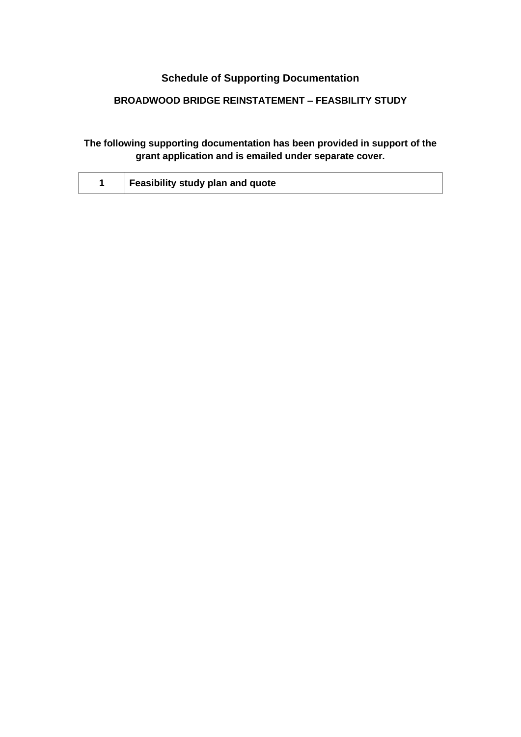## Schedule of Supporting Documentation

### BROADWOOD BRIDGE REINSTATEMENT – FEASBILITY STUDY

**The following supporting documentation has been provided in support of the grant application and is emailed under separate cover.**

| | |
|---|---|
| **1** | **Feasibility study plan and quote** |